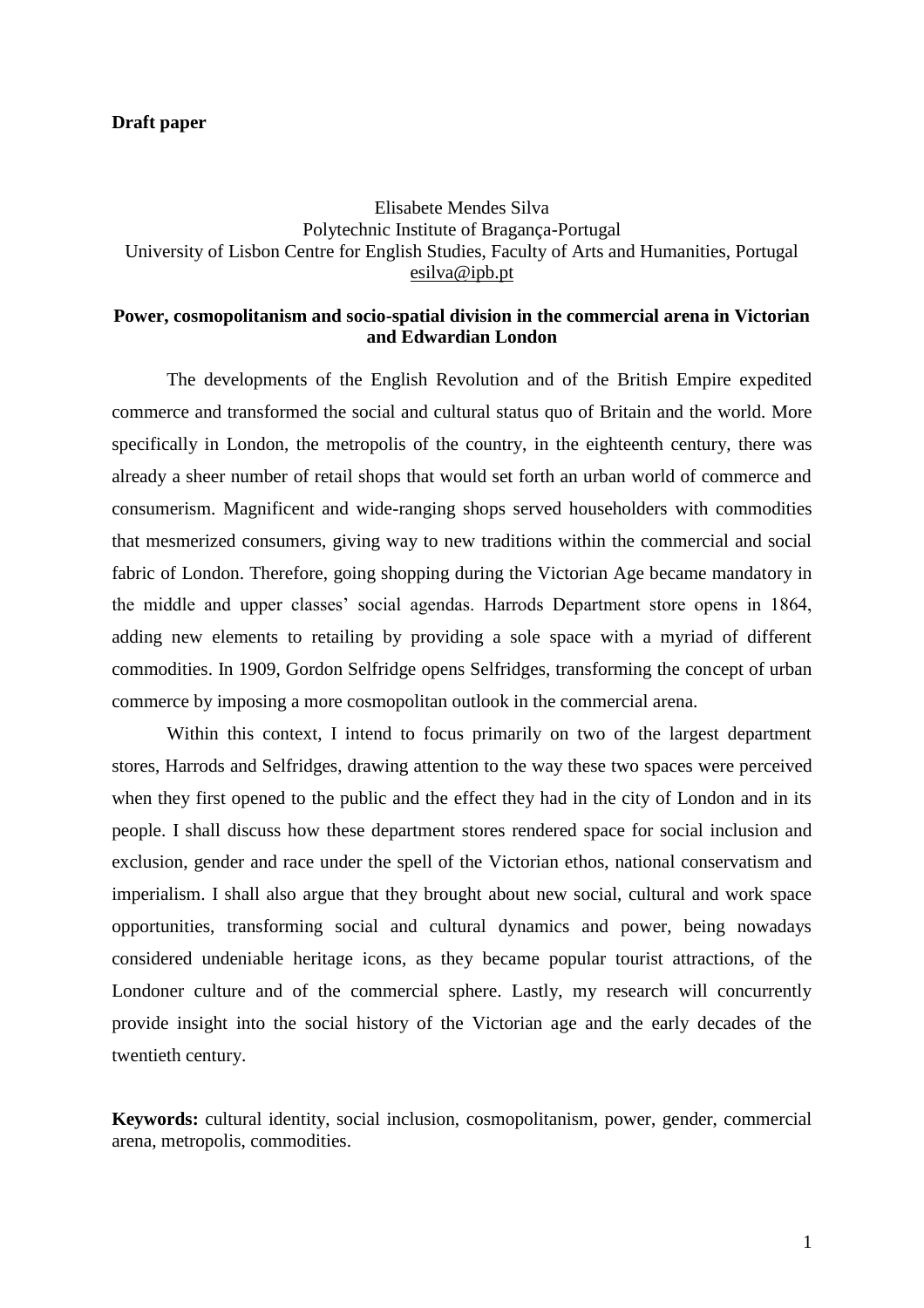**Draft paper**

Elisabete Mendes Silva
Polytechnic Institute of Bragança-Portugal
University of Lisbon Centre for English Studies, Faculty of Arts and Humanities, Portugal
esilva@ipb.pt

# Power, cosmopolitanism and socio-spatial division in the commercial arena in Victorian and Edwardian London

The developments of the English Revolution and of the British Empire expedited commerce and transformed the social and cultural status quo of Britain and the world. More specifically in London, the metropolis of the country, in the eighteenth century, there was already a sheer number of retail shops that would set forth an urban world of commerce and consumerism. Magnificent and wide-ranging shops served householders with commodities that mesmerized consumers, giving way to new traditions within the commercial and social fabric of London. Therefore, going shopping during the Victorian Age became mandatory in the middle and upper classes' social agendas. Harrods Department store opens in 1864, adding new elements to retailing by providing a sole space with a myriad of different commodities. In 1909, Gordon Selfridge opens Selfridges, transforming the concept of urban commerce by imposing a more cosmopolitan outlook in the commercial arena.

Within this context, I intend to focus primarily on two of the largest department stores, Harrods and Selfridges, drawing attention to the way these two spaces were perceived when they first opened to the public and the effect they had in the city of London and in its people. I shall discuss how these department stores rendered space for social inclusion and exclusion, gender and race under the spell of the Victorian ethos, national conservatism and imperialism. I shall also argue that they brought about new social, cultural and work space opportunities, transforming social and cultural dynamics and power, being nowadays considered undeniable heritage icons, as they became popular tourist attractions, of the Londoner culture and of the commercial sphere. Lastly, my research will concurrently provide insight into the social history of the Victorian age and the early decades of the twentieth century.

**Keywords:** cultural identity, social inclusion, cosmopolitanism, power, gender, commercial arena, metropolis, commodities.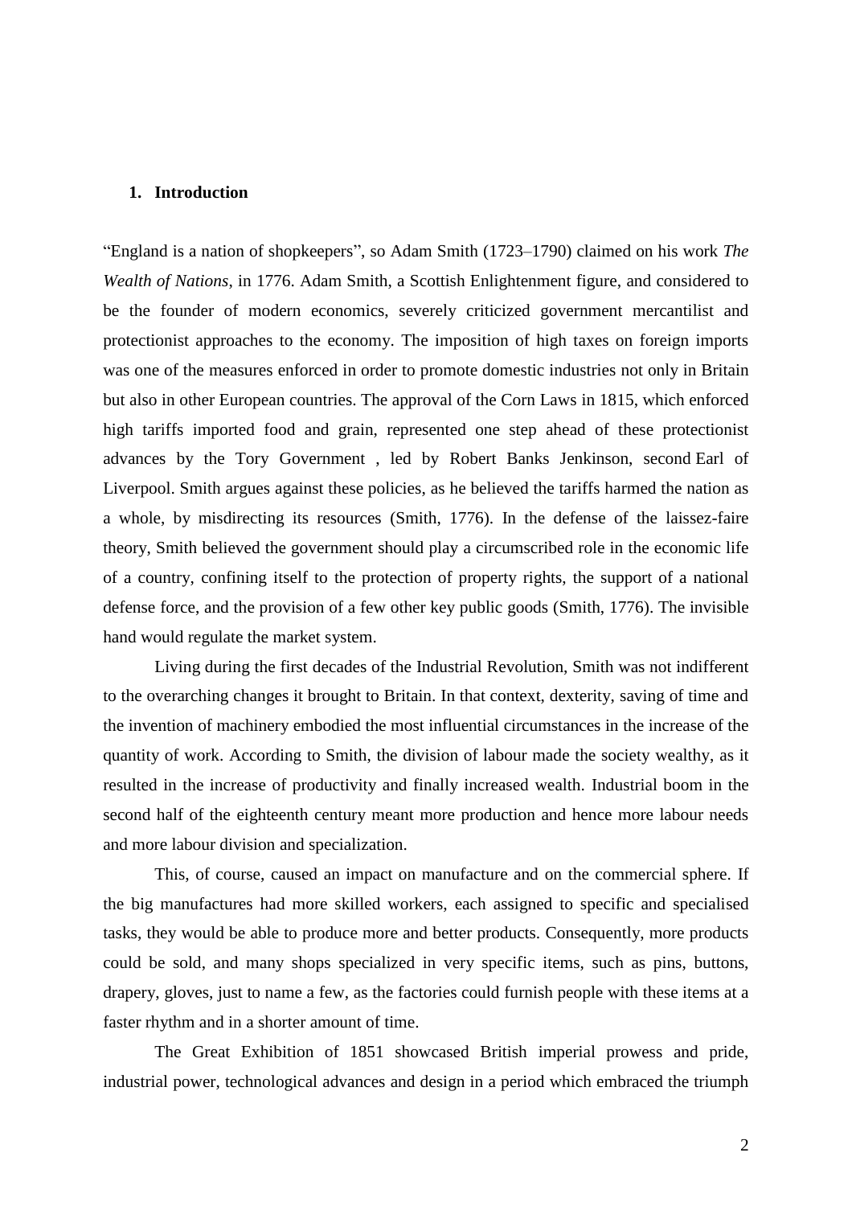## 1. Introduction

"England is a nation of shopkeepers", so Adam Smith (1723–1790) claimed on his work *The Wealth of Nations*, in 1776. Adam Smith, a Scottish Enlightenment figure, and considered to be the founder of modern economics, severely criticized government mercantilist and protectionist approaches to the economy. The imposition of high taxes on foreign imports was one of the measures enforced in order to promote domestic industries not only in Britain but also in other European countries. The approval of the Corn Laws in 1815, which enforced high tariffs imported food and grain, represented one step ahead of these protectionist advances by the Tory Government , led by Robert Banks Jenkinson, second Earl of Liverpool. Smith argues against these policies, as he believed the tariffs harmed the nation as a whole, by misdirecting its resources (Smith, 1776). In the defense of the laissez-faire theory, Smith believed the government should play a circumscribed role in the economic life of a country, confining itself to the protection of property rights, the support of a national defense force, and the provision of a few other key public goods (Smith, 1776). The invisible hand would regulate the market system.

Living during the first decades of the Industrial Revolution, Smith was not indifferent to the overarching changes it brought to Britain. In that context, dexterity, saving of time and the invention of machinery embodied the most influential circumstances in the increase of the quantity of work. According to Smith, the division of labour made the society wealthy, as it resulted in the increase of productivity and finally increased wealth. Industrial boom in the second half of the eighteenth century meant more production and hence more labour needs and more labour division and specialization.

This, of course, caused an impact on manufacture and on the commercial sphere. If the big manufactures had more skilled workers, each assigned to specific and specialised tasks, they would be able to produce more and better products. Consequently, more products could be sold, and many shops specialized in very specific items, such as pins, buttons, drapery, gloves, just to name a few, as the factories could furnish people with these items at a faster rhythm and in a shorter amount of time.

The Great Exhibition of 1851 showcased British imperial prowess and pride, industrial power, technological advances and design in a period which embraced the triumph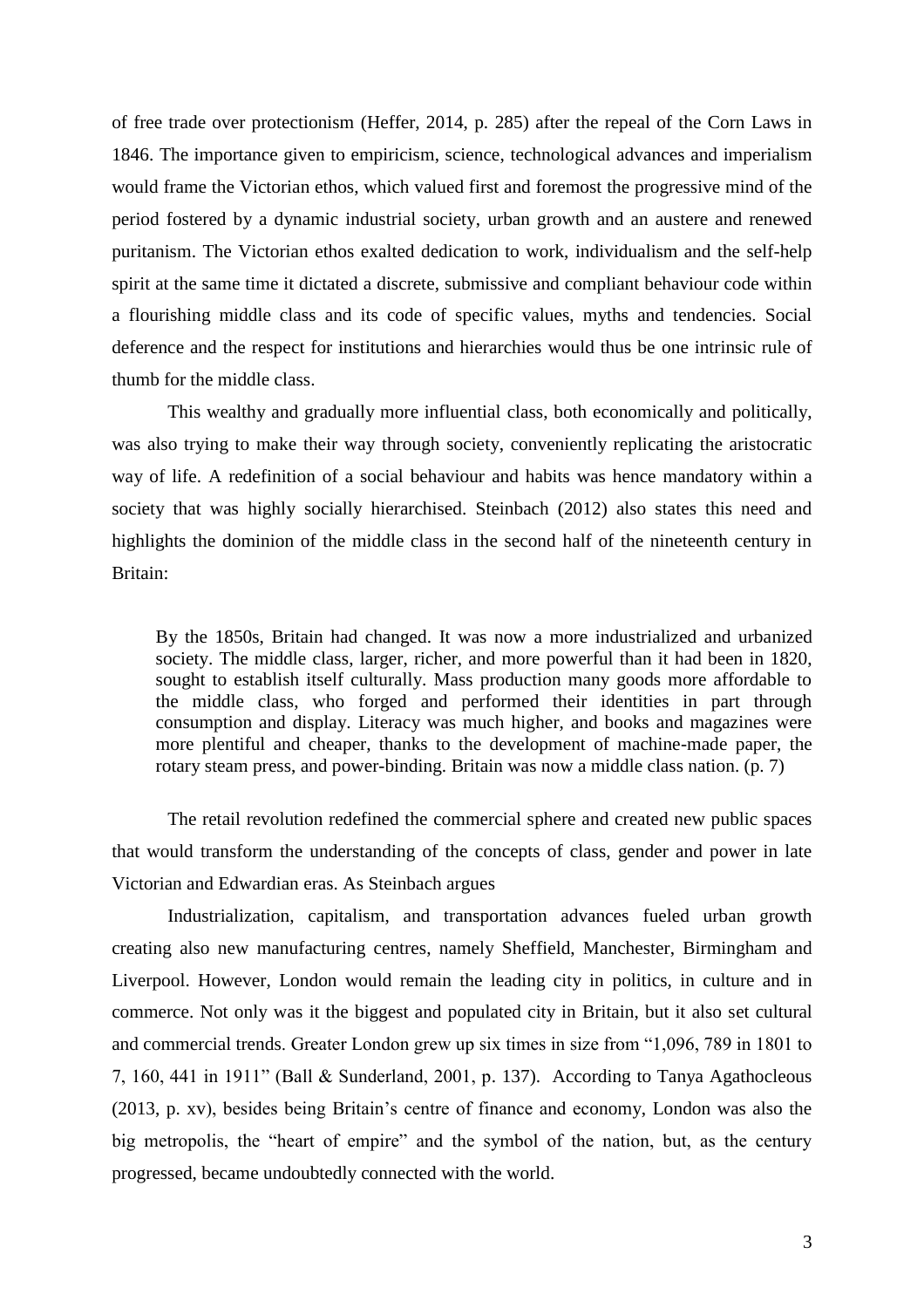of free trade over protectionism (Heffer, 2014, p. 285) after the repeal of the Corn Laws in 1846. The importance given to empiricism, science, technological advances and imperialism would frame the Victorian ethos, which valued first and foremost the progressive mind of the period fostered by a dynamic industrial society, urban growth and an austere and renewed puritanism. The Victorian ethos exalted dedication to work, individualism and the self-help spirit at the same time it dictated a discrete, submissive and compliant behaviour code within a flourishing middle class and its code of specific values, myths and tendencies. Social deference and the respect for institutions and hierarchies would thus be one intrinsic rule of thumb for the middle class.

This wealthy and gradually more influential class, both economically and politically, was also trying to make their way through society, conveniently replicating the aristocratic way of life. A redefinition of a social behaviour and habits was hence mandatory within a society that was highly socially hierarchised. Steinbach (2012) also states this need and highlights the dominion of the middle class in the second half of the nineteenth century in Britain:

> By the 1850s, Britain had changed. It was now a more industrialized and urbanized society. The middle class, larger, richer, and more powerful than it had been in 1820, sought to establish itself culturally. Mass production many goods more affordable to the middle class, who forged and performed their identities in part through consumption and display. Literacy was much higher, and books and magazines were more plentiful and cheaper, thanks to the development of machine-made paper, the rotary steam press, and power-binding. Britain was now a middle class nation. (p. 7)

The retail revolution redefined the commercial sphere and created new public spaces that would transform the understanding of the concepts of class, gender and power in late Victorian and Edwardian eras. As Steinbach argues

Industrialization, capitalism, and transportation advances fueled urban growth creating also new manufacturing centres, namely Sheffield, Manchester, Birmingham and Liverpool. However, London would remain the leading city in politics, in culture and in commerce. Not only was it the biggest and populated city in Britain, but it also set cultural and commercial trends. Greater London grew up six times in size from "1,096, 789 in 1801 to 7, 160, 441 in 1911" (Ball & Sunderland, 2001, p. 137). According to Tanya Agathocleous (2013, p. xv), besides being Britain's centre of finance and economy, London was also the big metropolis, the "heart of empire" and the symbol of the nation, but, as the century progressed, became undoubtedly connected with the world.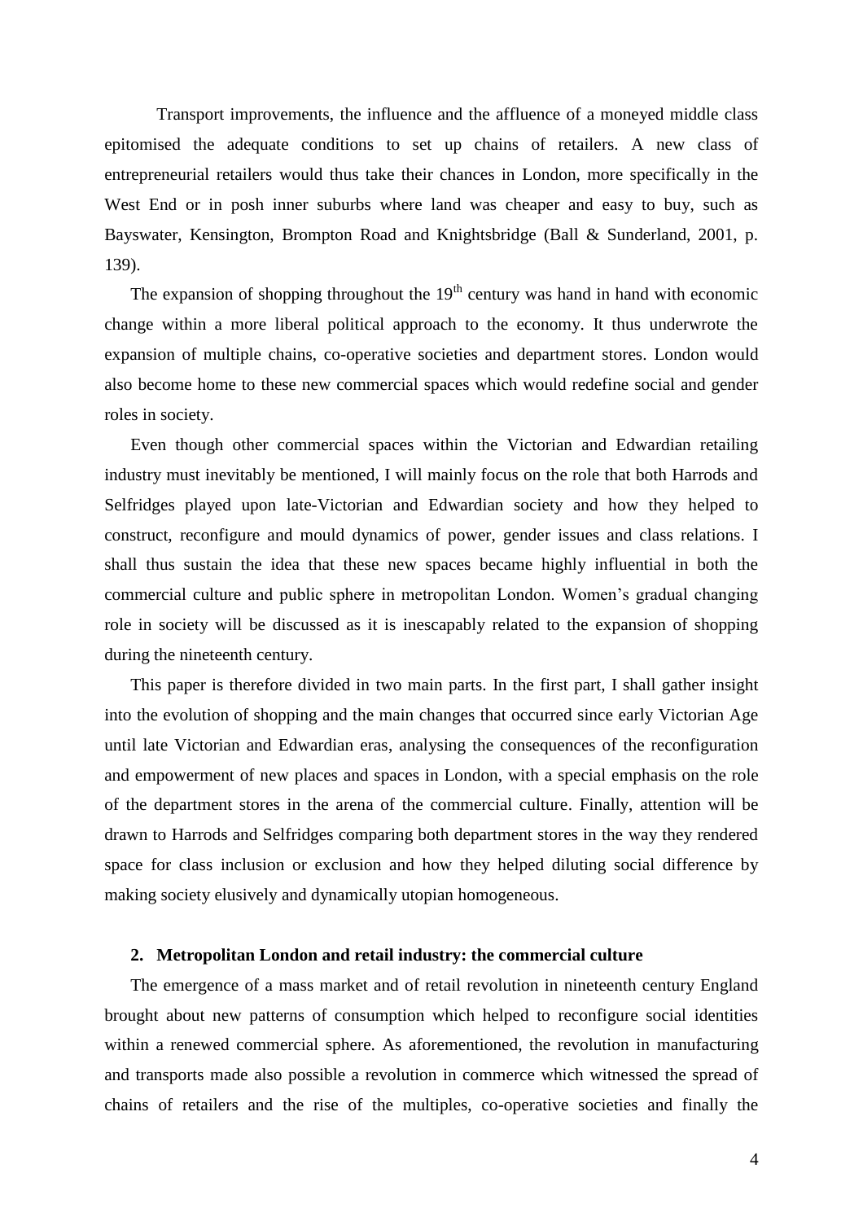Transport improvements, the influence and the affluence of a moneyed middle class epitomised the adequate conditions to set up chains of retailers. A new class of entrepreneurial retailers would thus take their chances in London, more specifically in the West End or in posh inner suburbs where land was cheaper and easy to buy, such as Bayswater, Kensington, Brompton Road and Knightsbridge (Ball & Sunderland, 2001, p. 139).

The expansion of shopping throughout the 19th century was hand in hand with economic change within a more liberal political approach to the economy. It thus underwrote the expansion of multiple chains, co-operative societies and department stores. London would also become home to these new commercial spaces which would redefine social and gender roles in society.

Even though other commercial spaces within the Victorian and Edwardian retailing industry must inevitably be mentioned, I will mainly focus on the role that both Harrods and Selfridges played upon late-Victorian and Edwardian society and how they helped to construct, reconfigure and mould dynamics of power, gender issues and class relations. I shall thus sustain the idea that these new spaces became highly influential in both the commercial culture and public sphere in metropolitan London. Women's gradual changing role in society will be discussed as it is inescapably related to the expansion of shopping during the nineteenth century.

This paper is therefore divided in two main parts. In the first part, I shall gather insight into the evolution of shopping and the main changes that occurred since early Victorian Age until late Victorian and Edwardian eras, analysing the consequences of the reconfiguration and empowerment of new places and spaces in London, with a special emphasis on the role of the department stores in the arena of the commercial culture. Finally, attention will be drawn to Harrods and Selfridges comparing both department stores in the way they rendered space for class inclusion or exclusion and how they helped diluting social difference by making society elusively and dynamically utopian homogeneous.

## 2. Metropolitan London and retail industry: the commercial culture

The emergence of a mass market and of retail revolution in nineteenth century England brought about new patterns of consumption which helped to reconfigure social identities within a renewed commercial sphere. As aforementioned, the revolution in manufacturing and transports made also possible a revolution in commerce which witnessed the spread of chains of retailers and the rise of the multiples, co-operative societies and finally the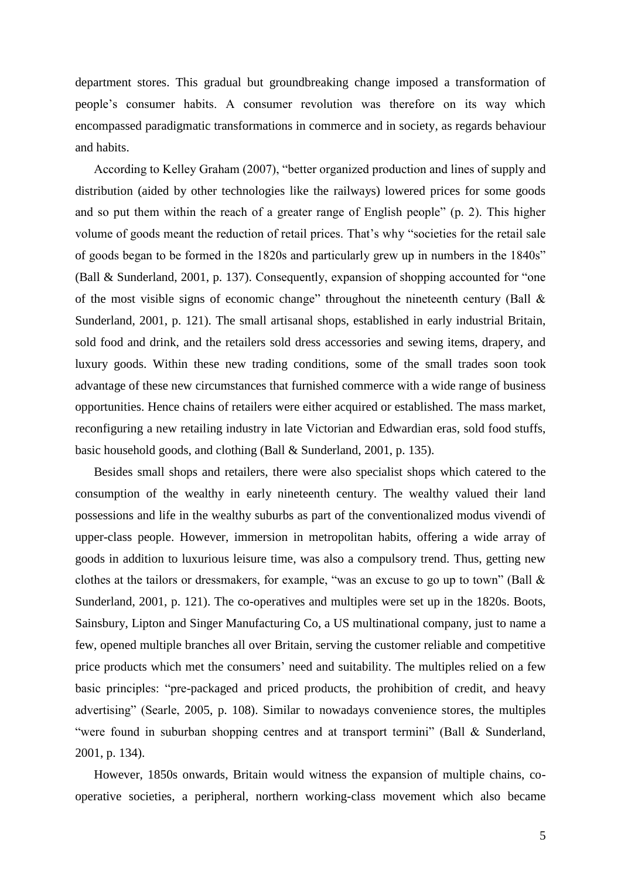department stores. This gradual but groundbreaking change imposed a transformation of people's consumer habits. A consumer revolution was therefore on its way which encompassed paradigmatic transformations in commerce and in society, as regards behaviour and habits.

According to Kelley Graham (2007), "better organized production and lines of supply and distribution (aided by other technologies like the railways) lowered prices for some goods and so put them within the reach of a greater range of English people" (p. 2). This higher volume of goods meant the reduction of retail prices. That's why "societies for the retail sale of goods began to be formed in the 1820s and particularly grew up in numbers in the 1840s" (Ball & Sunderland, 2001, p. 137). Consequently, expansion of shopping accounted for "one of the most visible signs of economic change" throughout the nineteenth century (Ball & Sunderland, 2001, p. 121). The small artisanal shops, established in early industrial Britain, sold food and drink, and the retailers sold dress accessories and sewing items, drapery, and luxury goods. Within these new trading conditions, some of the small trades soon took advantage of these new circumstances that furnished commerce with a wide range of business opportunities. Hence chains of retailers were either acquired or established. The mass market, reconfiguring a new retailing industry in late Victorian and Edwardian eras, sold food stuffs, basic household goods, and clothing (Ball & Sunderland, 2001, p. 135).

Besides small shops and retailers, there were also specialist shops which catered to the consumption of the wealthy in early nineteenth century. The wealthy valued their land possessions and life in the wealthy suburbs as part of the conventionalized modus vivendi of upper-class people. However, immersion in metropolitan habits, offering a wide array of goods in addition to luxurious leisure time, was also a compulsory trend. Thus, getting new clothes at the tailors or dressmakers, for example, "was an excuse to go up to town" (Ball & Sunderland, 2001, p. 121). The co-operatives and multiples were set up in the 1820s. Boots, Sainsbury, Lipton and Singer Manufacturing Co, a US multinational company, just to name a few, opened multiple branches all over Britain, serving the customer reliable and competitive price products which met the consumers' need and suitability. The multiples relied on a few basic principles: "pre-packaged and priced products, the prohibition of credit, and heavy advertising" (Searle, 2005, p. 108). Similar to nowadays convenience stores, the multiples "were found in suburban shopping centres and at transport termini" (Ball & Sunderland, 2001, p. 134).

However, 1850s onwards, Britain would witness the expansion of multiple chains, co-operative societies, a peripheral, northern working-class movement which also became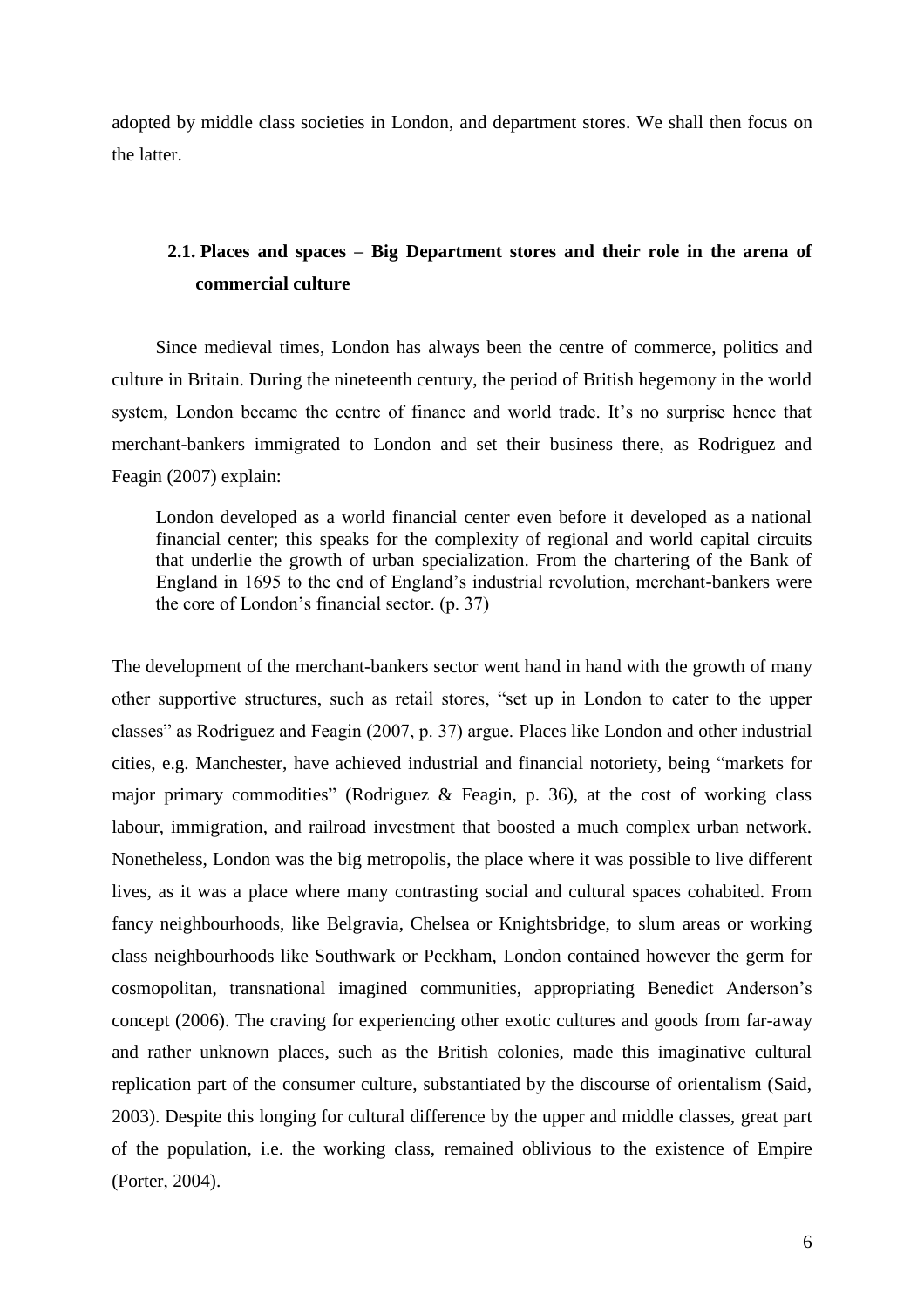adopted by middle class societies in London, and department stores. We shall then focus on the latter.

## 2.1. Places and spaces – Big Department stores and their role in the arena of commercial culture

Since medieval times, London has always been the centre of commerce, politics and culture in Britain. During the nineteenth century, the period of British hegemony in the world system, London became the centre of finance and world trade. It's no surprise hence that merchant-bankers immigrated to London and set their business there, as Rodriguez and Feagin (2007) explain:

> London developed as a world financial center even before it developed as a national financial center; this speaks for the complexity of regional and world capital circuits that underlie the growth of urban specialization. From the chartering of the Bank of England in 1695 to the end of England's industrial revolution, merchant-bankers were the core of London's financial sector. (p. 37)

The development of the merchant-bankers sector went hand in hand with the growth of many other supportive structures, such as retail stores, "set up in London to cater to the upper classes" as Rodriguez and Feagin (2007, p. 37) argue. Places like London and other industrial cities, e.g. Manchester, have achieved industrial and financial notoriety, being "markets for major primary commodities" (Rodriguez & Feagin, p. 36), at the cost of working class labour, immigration, and railroad investment that boosted a much complex urban network. Nonetheless, London was the big metropolis, the place where it was possible to live different lives, as it was a place where many contrasting social and cultural spaces cohabited. From fancy neighbourhoods, like Belgravia, Chelsea or Knightsbridge, to slum areas or working class neighbourhoods like Southwark or Peckham, London contained however the germ for cosmopolitan, transnational imagined communities, appropriating Benedict Anderson's concept (2006). The craving for experiencing other exotic cultures and goods from far-away and rather unknown places, such as the British colonies, made this imaginative cultural replication part of the consumer culture, substantiated by the discourse of orientalism (Said, 2003). Despite this longing for cultural difference by the upper and middle classes, great part of the population, i.e. the working class, remained oblivious to the existence of Empire (Porter, 2004).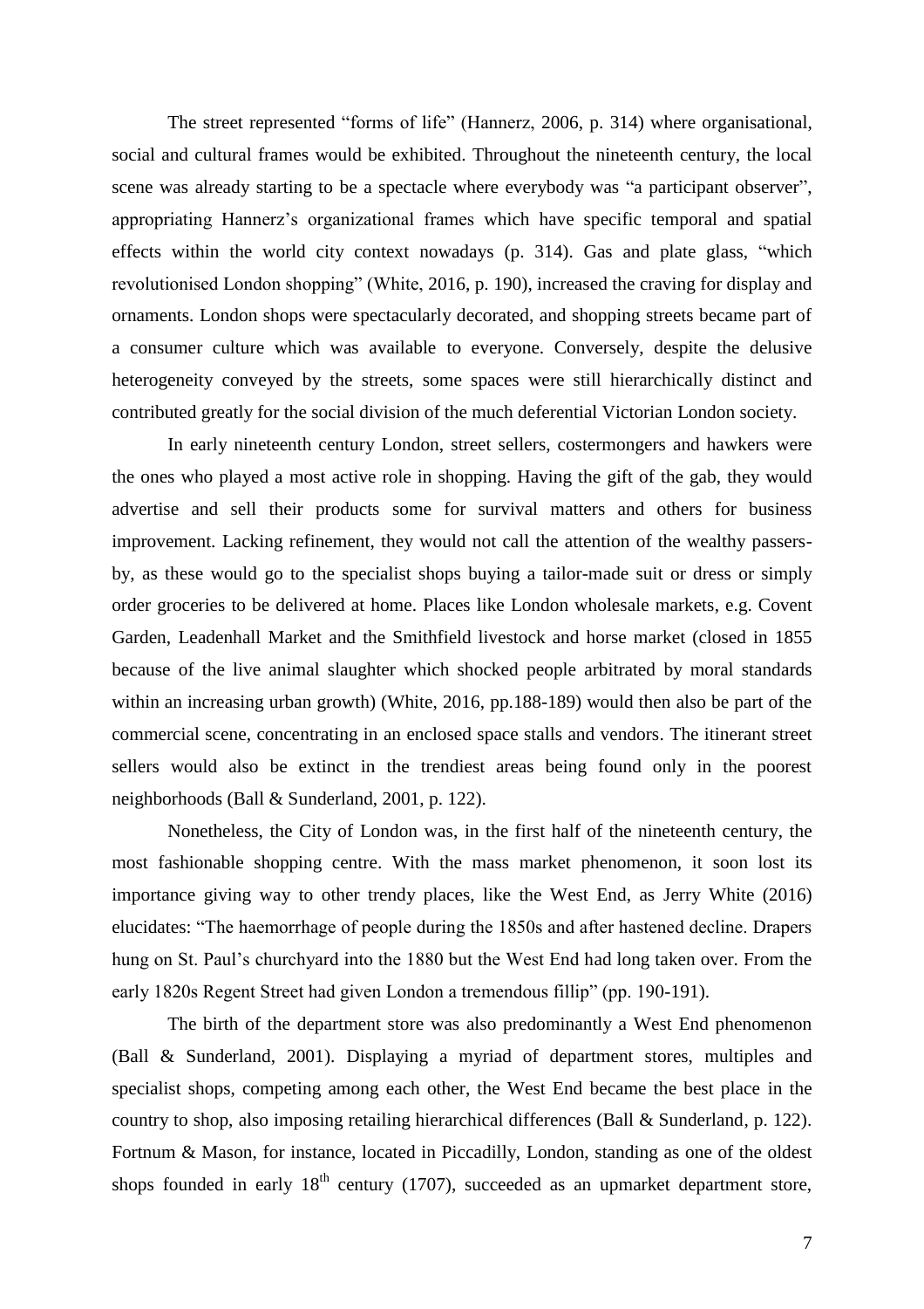The street represented "forms of life" (Hannerz, 2006, p. 314) where organisational, social and cultural frames would be exhibited. Throughout the nineteenth century, the local scene was already starting to be a spectacle where everybody was "a participant observer", appropriating Hannerz's organizational frames which have specific temporal and spatial effects within the world city context nowadays (p. 314). Gas and plate glass, "which revolutionised London shopping" (White, 2016, p. 190), increased the craving for display and ornaments. London shops were spectacularly decorated, and shopping streets became part of a consumer culture which was available to everyone. Conversely, despite the delusive heterogeneity conveyed by the streets, some spaces were still hierarchically distinct and contributed greatly for the social division of the much deferential Victorian London society.

In early nineteenth century London, street sellers, costermongers and hawkers were the ones who played a most active role in shopping. Having the gift of the gab, they would advertise and sell their products some for survival matters and others for business improvement. Lacking refinement, they would not call the attention of the wealthy passers-by, as these would go to the specialist shops buying a tailor-made suit or dress or simply order groceries to be delivered at home. Places like London wholesale markets, e.g. Covent Garden, Leadenhall Market and the Smithfield livestock and horse market (closed in 1855 because of the live animal slaughter which shocked people arbitrated by moral standards within an increasing urban growth) (White, 2016, pp.188-189) would then also be part of the commercial scene, concentrating in an enclosed space stalls and vendors. The itinerant street sellers would also be extinct in the trendiest areas being found only in the poorest neighborhoods (Ball & Sunderland, 2001, p. 122).

Nonetheless, the City of London was, in the first half of the nineteenth century, the most fashionable shopping centre. With the mass market phenomenon, it soon lost its importance giving way to other trendy places, like the West End, as Jerry White (2016) elucidates: "The haemorrhage of people during the 1850s and after hastened decline. Drapers hung on St. Paul's churchyard into the 1880 but the West End had long taken over. From the early 1820s Regent Street had given London a tremendous fillip" (pp. 190-191).

The birth of the department store was also predominantly a West End phenomenon (Ball & Sunderland, 2001). Displaying a myriad of department stores, multiples and specialist shops, competing among each other, the West End became the best place in the country to shop, also imposing retailing hierarchical differences (Ball & Sunderland, p. 122). Fortnum & Mason, for instance, located in Piccadilly, London, standing as one of the oldest shops founded in early 18th century (1707), succeeded as an upmarket department store,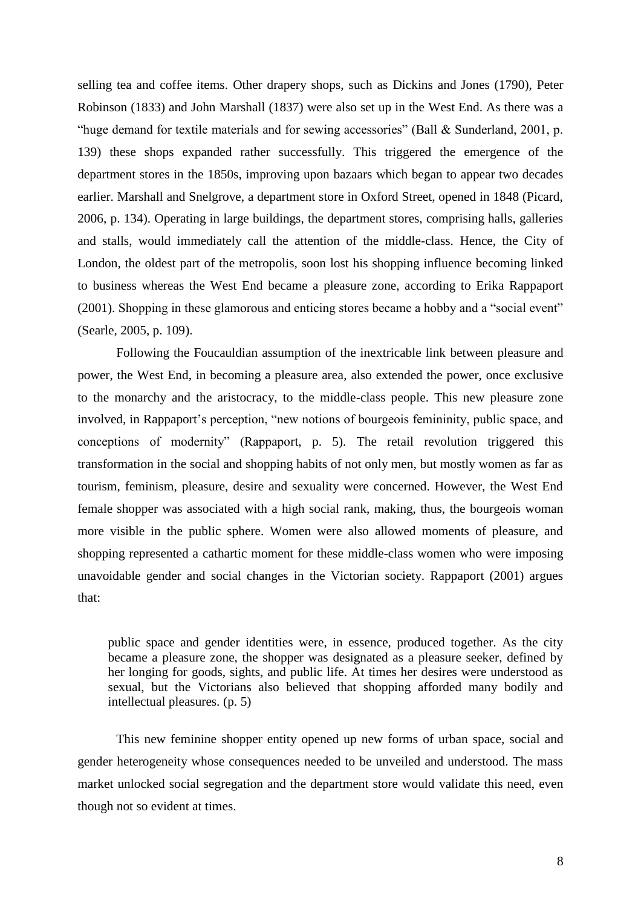selling tea and coffee items. Other drapery shops, such as Dickins and Jones (1790), Peter Robinson (1833) and John Marshall (1837) were also set up in the West End. As there was a "huge demand for textile materials and for sewing accessories" (Ball & Sunderland, 2001, p. 139) these shops expanded rather successfully. This triggered the emergence of the department stores in the 1850s, improving upon bazaars which began to appear two decades earlier. Marshall and Snelgrove, a department store in Oxford Street, opened in 1848 (Picard, 2006, p. 134). Operating in large buildings, the department stores, comprising halls, galleries and stalls, would immediately call the attention of the middle-class. Hence, the City of London, the oldest part of the metropolis, soon lost his shopping influence becoming linked to business whereas the West End became a pleasure zone, according to Erika Rappaport (2001). Shopping in these glamorous and enticing stores became a hobby and a "social event" (Searle, 2005, p. 109).

Following the Foucauldian assumption of the inextricable link between pleasure and power, the West End, in becoming a pleasure area, also extended the power, once exclusive to the monarchy and the aristocracy, to the middle-class people. This new pleasure zone involved, in Rappaport's perception, "new notions of bourgeois femininity, public space, and conceptions of modernity" (Rappaport, p. 5). The retail revolution triggered this transformation in the social and shopping habits of not only men, but mostly women as far as tourism, feminism, pleasure, desire and sexuality were concerned. However, the West End female shopper was associated with a high social rank, making, thus, the bourgeois woman more visible in the public sphere. Women were also allowed moments of pleasure, and shopping represented a cathartic moment for these middle-class women who were imposing unavoidable gender and social changes in the Victorian society. Rappaport (2001) argues that:

> public space and gender identities were, in essence, produced together. As the city became a pleasure zone, the shopper was designated as a pleasure seeker, defined by her longing for goods, sights, and public life. At times her desires were understood as sexual, but the Victorians also believed that shopping afforded many bodily and intellectual pleasures. (p. 5)

This new feminine shopper entity opened up new forms of urban space, social and gender heterogeneity whose consequences needed to be unveiled and understood. The mass market unlocked social segregation and the department store would validate this need, even though not so evident at times.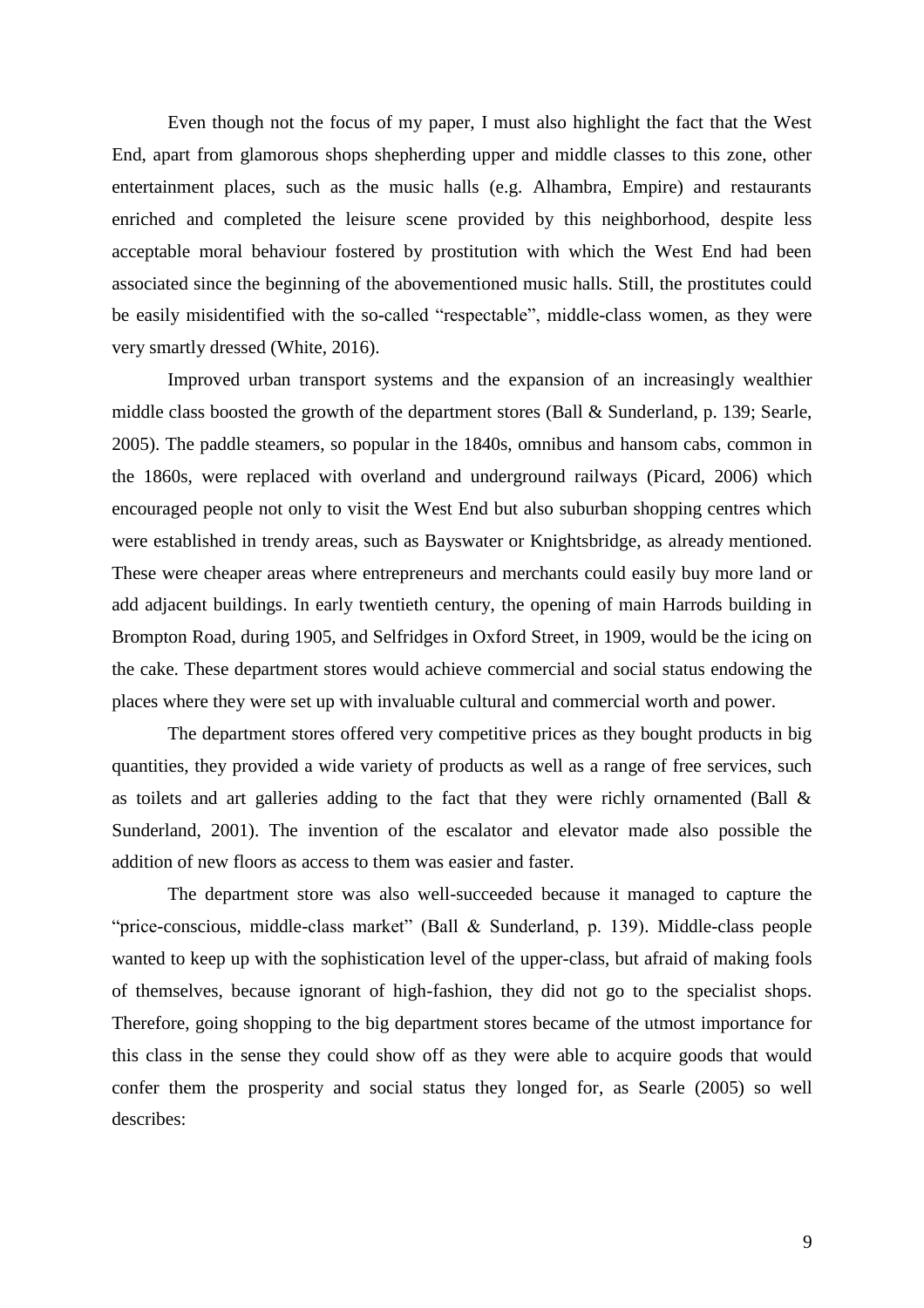Even though not the focus of my paper, I must also highlight the fact that the West End, apart from glamorous shops shepherding upper and middle classes to this zone, other entertainment places, such as the music halls (e.g. Alhambra, Empire) and restaurants enriched and completed the leisure scene provided by this neighborhood, despite less acceptable moral behaviour fostered by prostitution with which the West End had been associated since the beginning of the abovementioned music halls. Still, the prostitutes could be easily misidentified with the so-called "respectable", middle-class women, as they were very smartly dressed (White, 2016).

Improved urban transport systems and the expansion of an increasingly wealthier middle class boosted the growth of the department stores (Ball & Sunderland, p. 139; Searle, 2005). The paddle steamers, so popular in the 1840s, omnibus and hansom cabs, common in the 1860s, were replaced with overland and underground railways (Picard, 2006) which encouraged people not only to visit the West End but also suburban shopping centres which were established in trendy areas, such as Bayswater or Knightsbridge, as already mentioned. These were cheaper areas where entrepreneurs and merchants could easily buy more land or add adjacent buildings. In early twentieth century, the opening of main Harrods building in Brompton Road, during 1905, and Selfridges in Oxford Street, in 1909, would be the icing on the cake. These department stores would achieve commercial and social status endowing the places where they were set up with invaluable cultural and commercial worth and power.

The department stores offered very competitive prices as they bought products in big quantities, they provided a wide variety of products as well as a range of free services, such as toilets and art galleries adding to the fact that they were richly ornamented (Ball & Sunderland, 2001). The invention of the escalator and elevator made also possible the addition of new floors as access to them was easier and faster.

The department store was also well-succeeded because it managed to capture the "price-conscious, middle-class market" (Ball & Sunderland, p. 139). Middle-class people wanted to keep up with the sophistication level of the upper-class, but afraid of making fools of themselves, because ignorant of high-fashion, they did not go to the specialist shops. Therefore, going shopping to the big department stores became of the utmost importance for this class in the sense they could show off as they were able to acquire goods that would confer them the prosperity and social status they longed for, as Searle (2005) so well describes: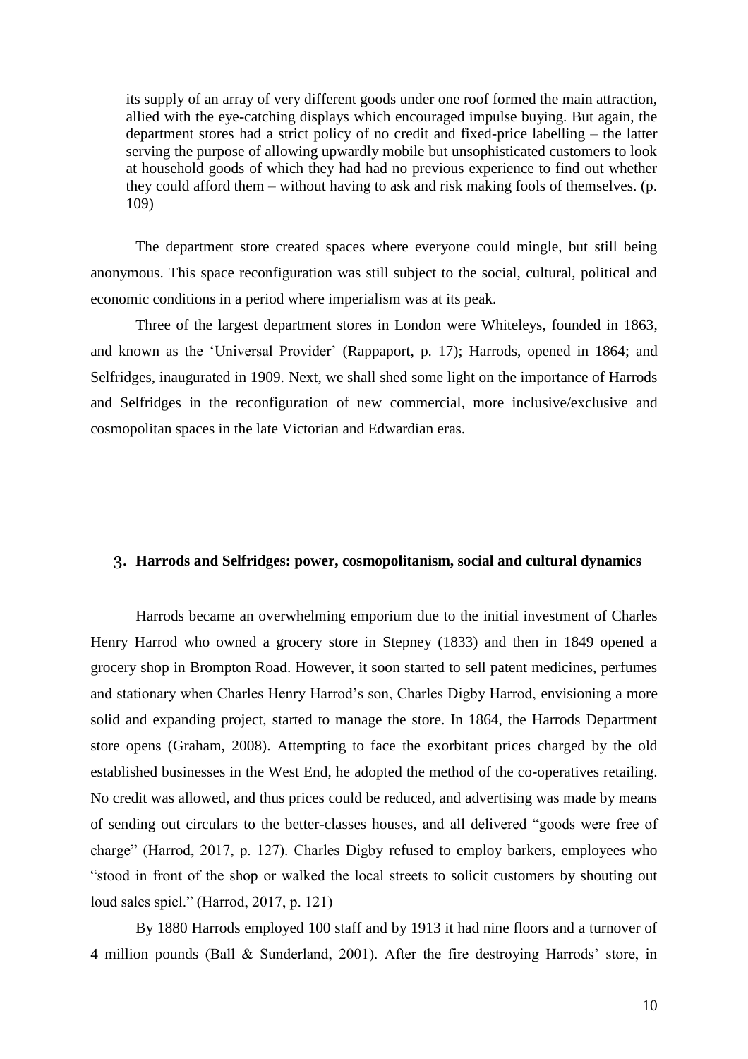> its supply of an array of very different goods under one roof formed the main attraction, allied with the eye-catching displays which encouraged impulse buying. But again, the department stores had a strict policy of no credit and fixed-price labelling – the latter serving the purpose of allowing upwardly mobile but unsophisticated customers to look at household goods of which they had had no previous experience to find out whether they could afford them – without having to ask and risk making fools of themselves. (p. 109)

The department store created spaces where everyone could mingle, but still being anonymous. This space reconfiguration was still subject to the social, cultural, political and economic conditions in a period where imperialism was at its peak.

Three of the largest department stores in London were Whiteleys, founded in 1863, and known as the 'Universal Provider' (Rappaport, p. 17); Harrods, opened in 1864; and Selfridges, inaugurated in 1909. Next, we shall shed some light on the importance of Harrods and Selfridges in the reconfiguration of new commercial, more inclusive/exclusive and cosmopolitan spaces in the late Victorian and Edwardian eras.

## 3. Harrods and Selfridges: power, cosmopolitanism, social and cultural dynamics

Harrods became an overwhelming emporium due to the initial investment of Charles Henry Harrod who owned a grocery store in Stepney (1833) and then in 1849 opened a grocery shop in Brompton Road. However, it soon started to sell patent medicines, perfumes and stationary when Charles Henry Harrod's son, Charles Digby Harrod, envisioning a more solid and expanding project, started to manage the store. In 1864, the Harrods Department store opens (Graham, 2008). Attempting to face the exorbitant prices charged by the old established businesses in the West End, he adopted the method of the co-operatives retailing. No credit was allowed, and thus prices could be reduced, and advertising was made by means of sending out circulars to the better-classes houses, and all delivered "goods were free of charge" (Harrod, 2017, p. 127). Charles Digby refused to employ barkers, employees who "stood in front of the shop or walked the local streets to solicit customers by shouting out loud sales spiel." (Harrod, 2017, p. 121)

By 1880 Harrods employed 100 staff and by 1913 it had nine floors and a turnover of 4 million pounds (Ball & Sunderland, 2001). After the fire destroying Harrods' store, in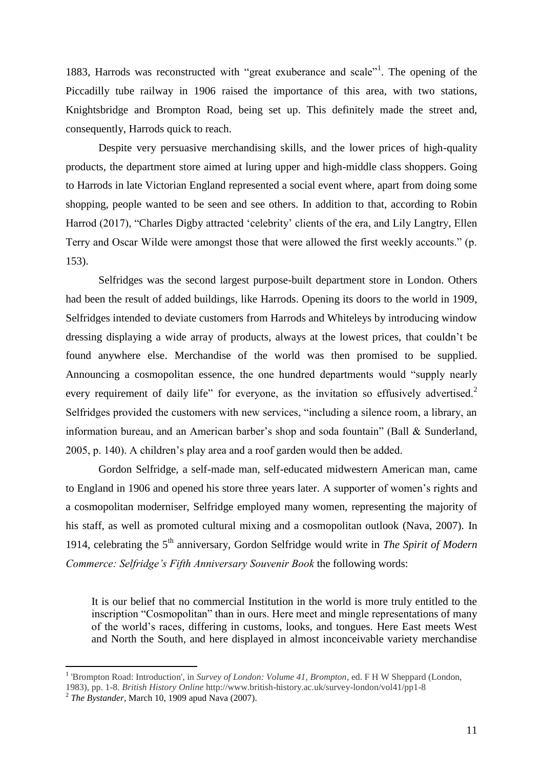1883, Harrods was reconstructed with "great exuberance and scale"[1]. The opening of the Piccadilly tube railway in 1906 raised the importance of this area, with two stations, Knightsbridge and Brompton Road, being set up. This definitely made the street and, consequently, Harrods quick to reach.

Despite very persuasive merchandising skills, and the lower prices of high-quality products, the department store aimed at luring upper and high-middle class shoppers. Going to Harrods in late Victorian England represented a social event where, apart from doing some shopping, people wanted to be seen and see others. In addition to that, according to Robin Harrod (2017), "Charles Digby attracted 'celebrity' clients of the era, and Lily Langtry, Ellen Terry and Oscar Wilde were amongst those that were allowed the first weekly accounts." (p. 153).

Selfridges was the second largest purpose-built department store in London. Others had been the result of added buildings, like Harrods. Opening its doors to the world in 1909, Selfridges intended to deviate customers from Harrods and Whiteleys by introducing window dressing displaying a wide array of products, always at the lowest prices, that couldn't be found anywhere else. Merchandise of the world was then promised to be supplied. Announcing a cosmopolitan essence, the one hundred departments would "supply nearly every requirement of daily life" for everyone, as the invitation so effusively advertised.[2] Selfridges provided the customers with new services, "including a silence room, a library, an information bureau, and an American barber's shop and soda fountain" (Ball & Sunderland, 2005, p. 140). A children's play area and a roof garden would then be added.

Gordon Selfridge, a self-made man, self-educated midwestern American man, came to England in 1906 and opened his store three years later. A supporter of women's rights and a cosmopolitan moderniser, Selfridge employed many women, representing the majority of his staff, as well as promoted cultural mixing and a cosmopolitan outlook (Nava, 2007). In 1914, celebrating the 5th anniversary, Gordon Selfridge would write in *The Spirit of Modern Commerce: Selfridge's Fifth Anniversary Souvenir Book* the following words:

> It is our belief that no commercial Institution in the world is more truly entitled to the inscription "Cosmopolitan" than in ours. Here meet and mingle representations of many of the world's races, differing in customs, looks, and tongues. Here East meets West and North the South, and here displayed in almost inconceivable variety merchandise

---

[1] 'Brompton Road: Introduction', in *Survey of London: Volume 41, Brompton*, ed. F H W Sheppard (London, 1983), pp. 1-8. *British History Online* http://www.british-history.ac.uk/survey-london/vol41/pp1-8

[2] *The Bystander*, March 10, 1909 apud Nava (2007).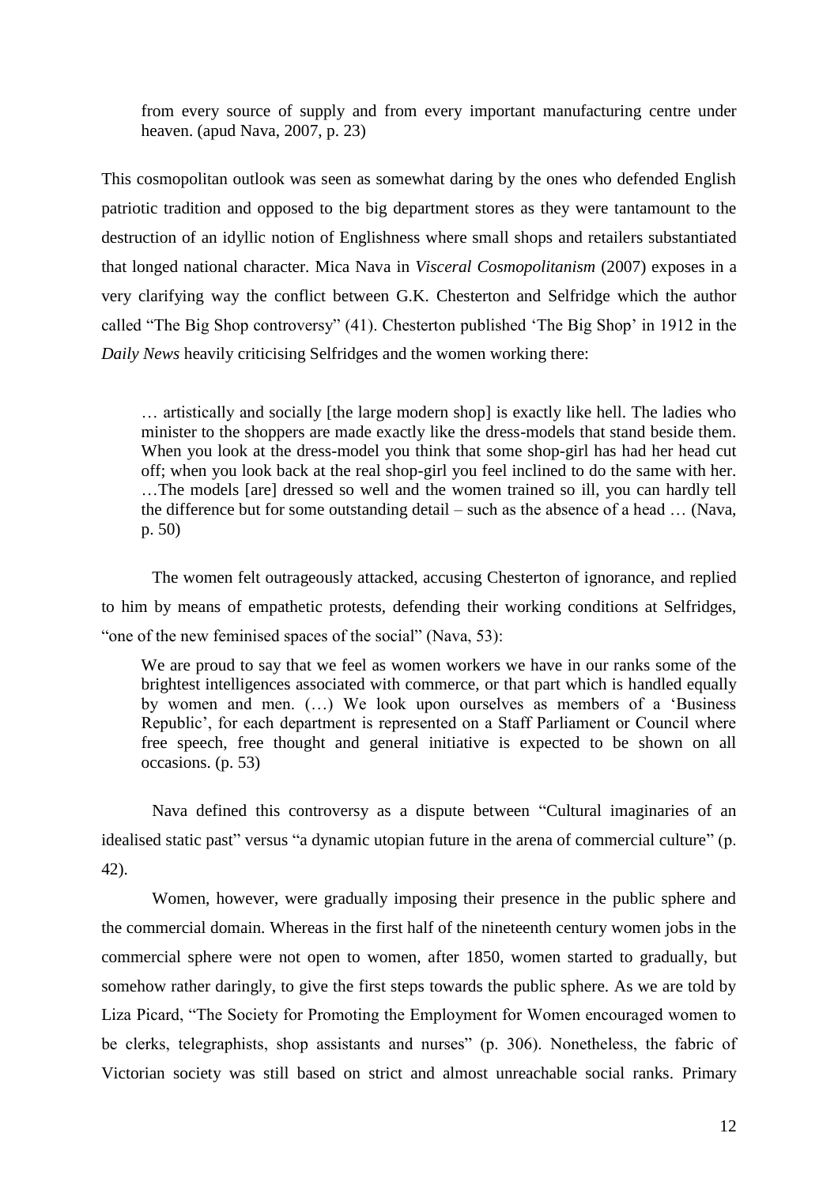> from every source of supply and from every important manufacturing centre under heaven. (apud Nava, 2007, p. 23)

This cosmopolitan outlook was seen as somewhat daring by the ones who defended English patriotic tradition and opposed to the big department stores as they were tantamount to the destruction of an idyllic notion of Englishness where small shops and retailers substantiated that longed national character. Mica Nava in *Visceral Cosmopolitanism* (2007) exposes in a very clarifying way the conflict between G.K. Chesterton and Selfridge which the author called "The Big Shop controversy" (41). Chesterton published 'The Big Shop' in 1912 in the *Daily News* heavily criticising Selfridges and the women working there:

> … artistically and socially [the large modern shop] is exactly like hell. The ladies who minister to the shoppers are made exactly like the dress-models that stand beside them. When you look at the dress-model you think that some shop-girl has had her head cut off; when you look back at the real shop-girl you feel inclined to do the same with her. …The models [are] dressed so well and the women trained so ill, you can hardly tell the difference but for some outstanding detail – such as the absence of a head … (Nava, p. 50)

The women felt outrageously attacked, accusing Chesterton of ignorance, and replied to him by means of empathetic protests, defending their working conditions at Selfridges, "one of the new feminised spaces of the social" (Nava, 53):

> We are proud to say that we feel as women workers we have in our ranks some of the brightest intelligences associated with commerce, or that part which is handled equally by women and men. (…) We look upon ourselves as members of a 'Business Republic', for each department is represented on a Staff Parliament or Council where free speech, free thought and general initiative is expected to be shown on all occasions. (p. 53)

Nava defined this controversy as a dispute between "Cultural imaginaries of an idealised static past" versus "a dynamic utopian future in the arena of commercial culture" (p. 42).

Women, however, were gradually imposing their presence in the public sphere and the commercial domain. Whereas in the first half of the nineteenth century women jobs in the commercial sphere were not open to women, after 1850, women started to gradually, but somehow rather daringly, to give the first steps towards the public sphere. As we are told by Liza Picard, "The Society for Promoting the Employment for Women encouraged women to be clerks, telegraphists, shop assistants and nurses" (p. 306). Nonetheless, the fabric of Victorian society was still based on strict and almost unreachable social ranks. Primary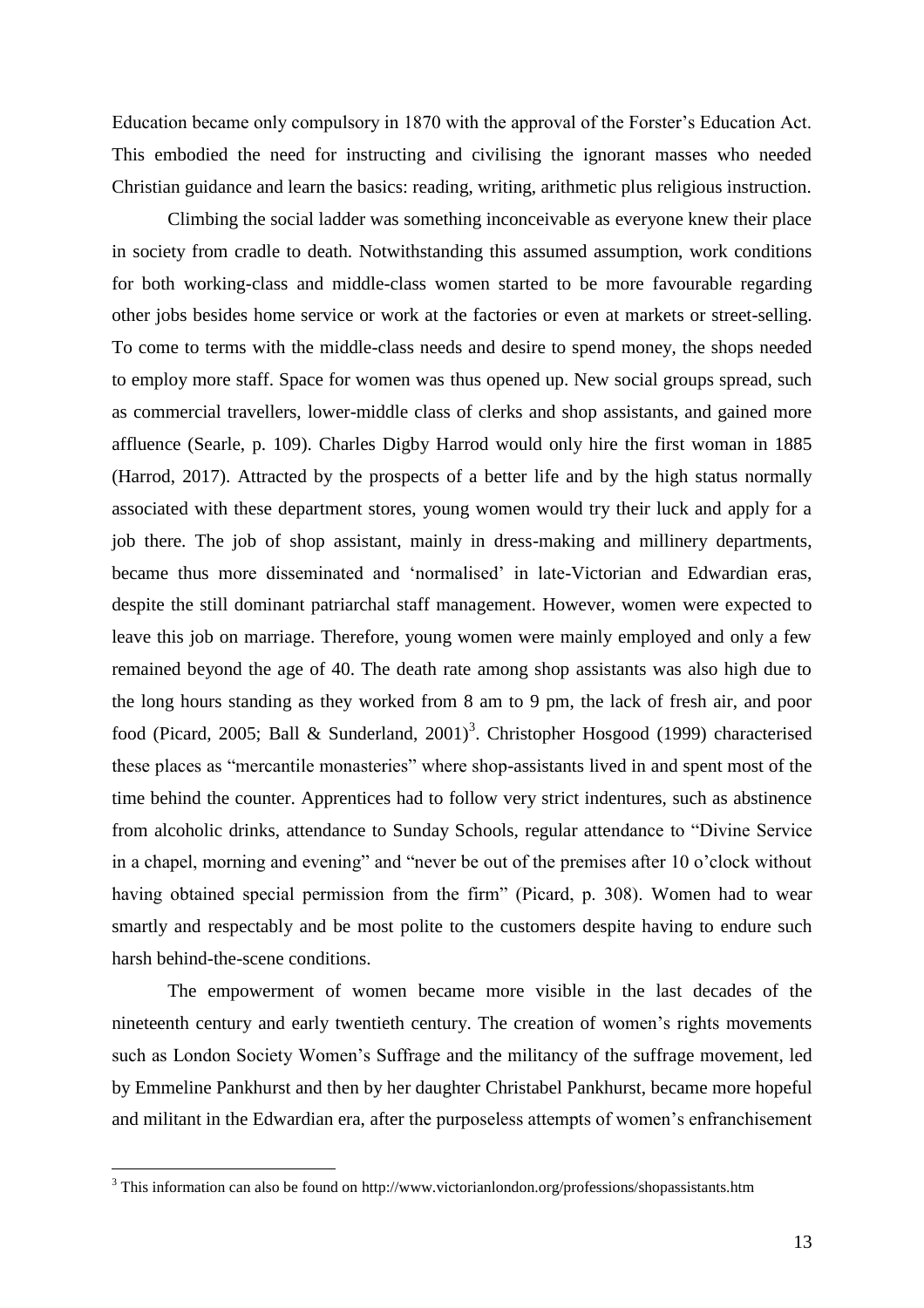Education became only compulsory in 1870 with the approval of the Forster's Education Act. This embodied the need for instructing and civilising the ignorant masses who needed Christian guidance and learn the basics: reading, writing, arithmetic plus religious instruction.

Climbing the social ladder was something inconceivable as everyone knew their place in society from cradle to death. Notwithstanding this assumed assumption, work conditions for both working-class and middle-class women started to be more favourable regarding other jobs besides home service or work at the factories or even at markets or street-selling. To come to terms with the middle-class needs and desire to spend money, the shops needed to employ more staff. Space for women was thus opened up. New social groups spread, such as commercial travellers, lower-middle class of clerks and shop assistants, and gained more affluence (Searle, p. 109). Charles Digby Harrod would only hire the first woman in 1885 (Harrod, 2017). Attracted by the prospects of a better life and by the high status normally associated with these department stores, young women would try their luck and apply for a job there. The job of shop assistant, mainly in dress-making and millinery departments, became thus more disseminated and 'normalised' in late-Victorian and Edwardian eras, despite the still dominant patriarchal staff management. However, women were expected to leave this job on marriage. Therefore, young women were mainly employed and only a few remained beyond the age of 40. The death rate among shop assistants was also high due to the long hours standing as they worked from 8 am to 9 pm, the lack of fresh air, and poor food (Picard, 2005; Ball & Sunderland, 2001)[3]. Christopher Hosgood (1999) characterised these places as "mercantile monasteries" where shop-assistants lived in and spent most of the time behind the counter. Apprentices had to follow very strict indentures, such as abstinence from alcoholic drinks, attendance to Sunday Schools, regular attendance to "Divine Service in a chapel, morning and evening" and "never be out of the premises after 10 o'clock without having obtained special permission from the firm" (Picard, p. 308). Women had to wear smartly and respectably and be most polite to the customers despite having to endure such harsh behind-the-scene conditions.

The empowerment of women became more visible in the last decades of the nineteenth century and early twentieth century. The creation of women's rights movements such as London Society Women's Suffrage and the militancy of the suffrage movement, led by Emmeline Pankhurst and then by her daughter Christabel Pankhurst, became more hopeful and militant in the Edwardian era, after the purposeless attempts of women's enfranchisement

[3] This information can also be found on http://www.victorianlondon.org/professions/shopassistants.htm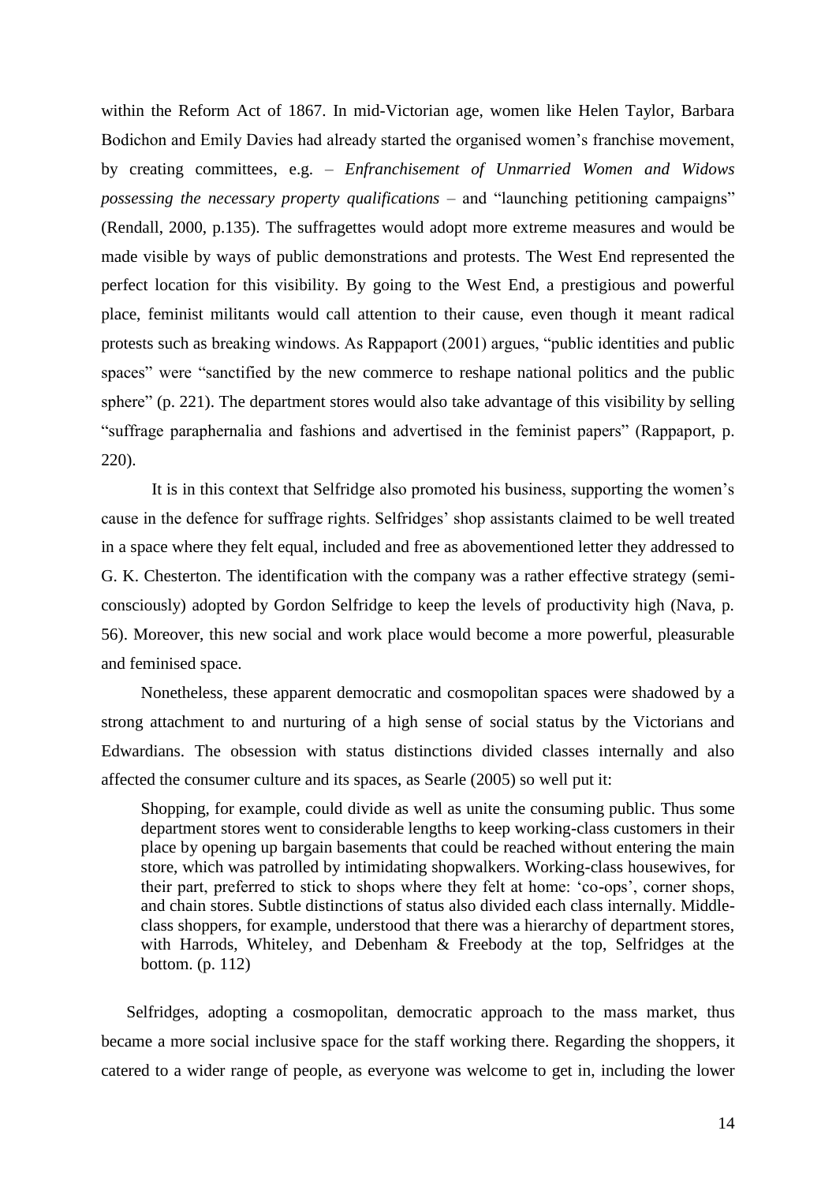within the Reform Act of 1867. In mid-Victorian age, women like Helen Taylor, Barbara Bodichon and Emily Davies had already started the organised women's franchise movement, by creating committees, e.g. – *Enfranchisement of Unmarried Women and Widows possessing the necessary property qualifications* – and "launching petitioning campaigns" (Rendall, 2000, p.135). The suffragettes would adopt more extreme measures and would be made visible by ways of public demonstrations and protests. The West End represented the perfect location for this visibility. By going to the West End, a prestigious and powerful place, feminist militants would call attention to their cause, even though it meant radical protests such as breaking windows. As Rappaport (2001) argues, "public identities and public spaces" were "sanctified by the new commerce to reshape national politics and the public sphere" (p. 221). The department stores would also take advantage of this visibility by selling "suffrage paraphernalia and fashions and advertised in the feminist papers" (Rappaport, p. 220).

It is in this context that Selfridge also promoted his business, supporting the women's cause in the defence for suffrage rights. Selfridges' shop assistants claimed to be well treated in a space where they felt equal, included and free as abovementioned letter they addressed to G. K. Chesterton. The identification with the company was a rather effective strategy (semi-consciously) adopted by Gordon Selfridge to keep the levels of productivity high (Nava, p. 56). Moreover, this new social and work place would become a more powerful, pleasurable and feminised space.

Nonetheless, these apparent democratic and cosmopolitan spaces were shadowed by a strong attachment to and nurturing of a high sense of social status by the Victorians and Edwardians. The obsession with status distinctions divided classes internally and also affected the consumer culture and its spaces, as Searle (2005) so well put it:

> Shopping, for example, could divide as well as unite the consuming public. Thus some department stores went to considerable lengths to keep working-class customers in their place by opening up bargain basements that could be reached without entering the main store, which was patrolled by intimidating shopwalkers. Working-class housewives, for their part, preferred to stick to shops where they felt at home: 'co-ops', corner shops, and chain stores. Subtle distinctions of status also divided each class internally. Middle-class shoppers, for example, understood that there was a hierarchy of department stores, with Harrods, Whiteley, and Debenham & Freebody at the top, Selfridges at the bottom. (p. 112)

Selfridges, adopting a cosmopolitan, democratic approach to the mass market, thus became a more social inclusive space for the staff working there. Regarding the shoppers, it catered to a wider range of people, as everyone was welcome to get in, including the lower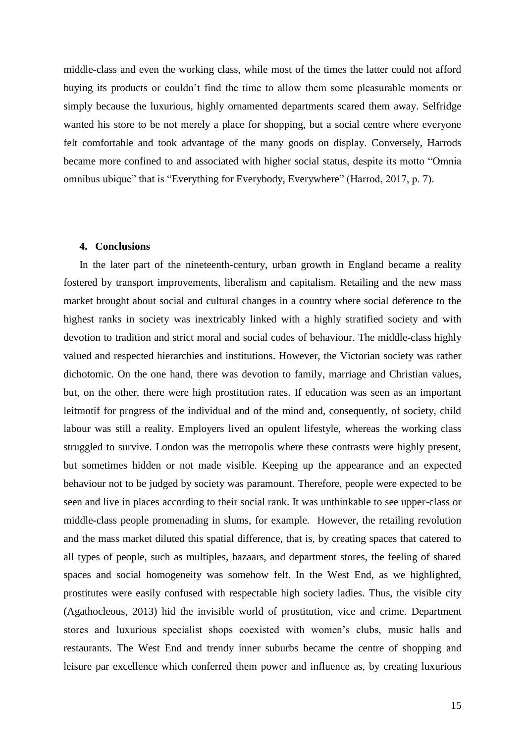middle-class and even the working class, while most of the times the latter could not afford buying its products or couldn't find the time to allow them some pleasurable moments or simply because the luxurious, highly ornamented departments scared them away. Selfridge wanted his store to be not merely a place for shopping, but a social centre where everyone felt comfortable and took advantage of the many goods on display. Conversely, Harrods became more confined to and associated with higher social status, despite its motto "Omnia omnibus ubique" that is "Everything for Everybody, Everywhere" (Harrod, 2017, p. 7).

## 4. Conclusions

In the later part of the nineteenth-century, urban growth in England became a reality fostered by transport improvements, liberalism and capitalism. Retailing and the new mass market brought about social and cultural changes in a country where social deference to the highest ranks in society was inextricably linked with a highly stratified society and with devotion to tradition and strict moral and social codes of behaviour. The middle-class highly valued and respected hierarchies and institutions. However, the Victorian society was rather dichotomic. On the one hand, there was devotion to family, marriage and Christian values, but, on the other, there were high prostitution rates. If education was seen as an important leitmotif for progress of the individual and of the mind and, consequently, of society, child labour was still a reality. Employers lived an opulent lifestyle, whereas the working class struggled to survive. London was the metropolis where these contrasts were highly present, but sometimes hidden or not made visible. Keeping up the appearance and an expected behaviour not to be judged by society was paramount. Therefore, people were expected to be seen and live in places according to their social rank. It was unthinkable to see upper-class or middle-class people promenading in slums, for example. However, the retailing revolution and the mass market diluted this spatial difference, that is, by creating spaces that catered to all types of people, such as multiples, bazaars, and department stores, the feeling of shared spaces and social homogeneity was somehow felt. In the West End, as we highlighted, prostitutes were easily confused with respectable high society ladies. Thus, the visible city (Agathocleous, 2013) hid the invisible world of prostitution, vice and crime. Department stores and luxurious specialist shops coexisted with women's clubs, music halls and restaurants. The West End and trendy inner suburbs became the centre of shopping and leisure par excellence which conferred them power and influence as, by creating luxurious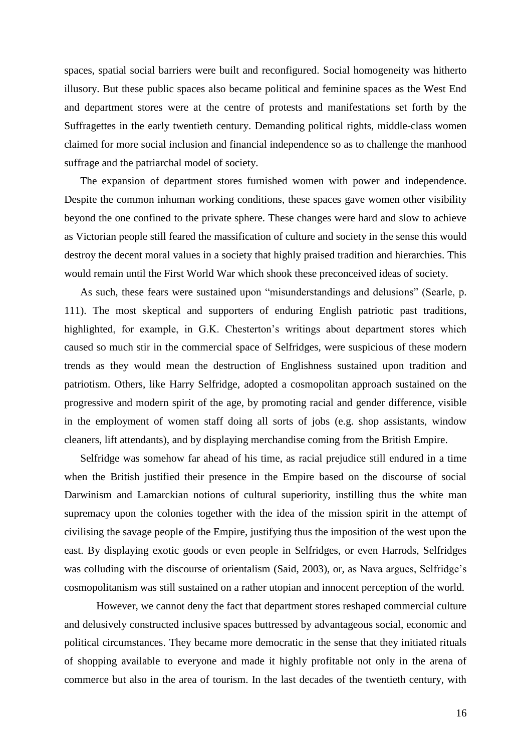spaces, spatial social barriers were built and reconfigured. Social homogeneity was hitherto illusory. But these public spaces also became political and feminine spaces as the West End and department stores were at the centre of protests and manifestations set forth by the Suffragettes in the early twentieth century. Demanding political rights, middle-class women claimed for more social inclusion and financial independence so as to challenge the manhood suffrage and the patriarchal model of society.

The expansion of department stores furnished women with power and independence. Despite the common inhuman working conditions, these spaces gave women other visibility beyond the one confined to the private sphere. These changes were hard and slow to achieve as Victorian people still feared the massification of culture and society in the sense this would destroy the decent moral values in a society that highly praised tradition and hierarchies. This would remain until the First World War which shook these preconceived ideas of society.

As such, these fears were sustained upon "misunderstandings and delusions" (Searle, p. 111). The most skeptical and supporters of enduring English patriotic past traditions, highlighted, for example, in G.K. Chesterton's writings about department stores which caused so much stir in the commercial space of Selfridges, were suspicious of these modern trends as they would mean the destruction of Englishness sustained upon tradition and patriotism. Others, like Harry Selfridge, adopted a cosmopolitan approach sustained on the progressive and modern spirit of the age, by promoting racial and gender difference, visible in the employment of women staff doing all sorts of jobs (e.g. shop assistants, window cleaners, lift attendants), and by displaying merchandise coming from the British Empire.

Selfridge was somehow far ahead of his time, as racial prejudice still endured in a time when the British justified their presence in the Empire based on the discourse of social Darwinism and Lamarckian notions of cultural superiority, instilling thus the white man supremacy upon the colonies together with the idea of the mission spirit in the attempt of civilising the savage people of the Empire, justifying thus the imposition of the west upon the east. By displaying exotic goods or even people in Selfridges, or even Harrods, Selfridges was colluding with the discourse of orientalism (Said, 2003), or, as Nava argues, Selfridge's cosmopolitanism was still sustained on a rather utopian and innocent perception of the world.

However, we cannot deny the fact that department stores reshaped commercial culture and delusively constructed inclusive spaces buttressed by advantageous social, economic and political circumstances. They became more democratic in the sense that they initiated rituals of shopping available to everyone and made it highly profitable not only in the arena of commerce but also in the area of tourism. In the last decades of the twentieth century, with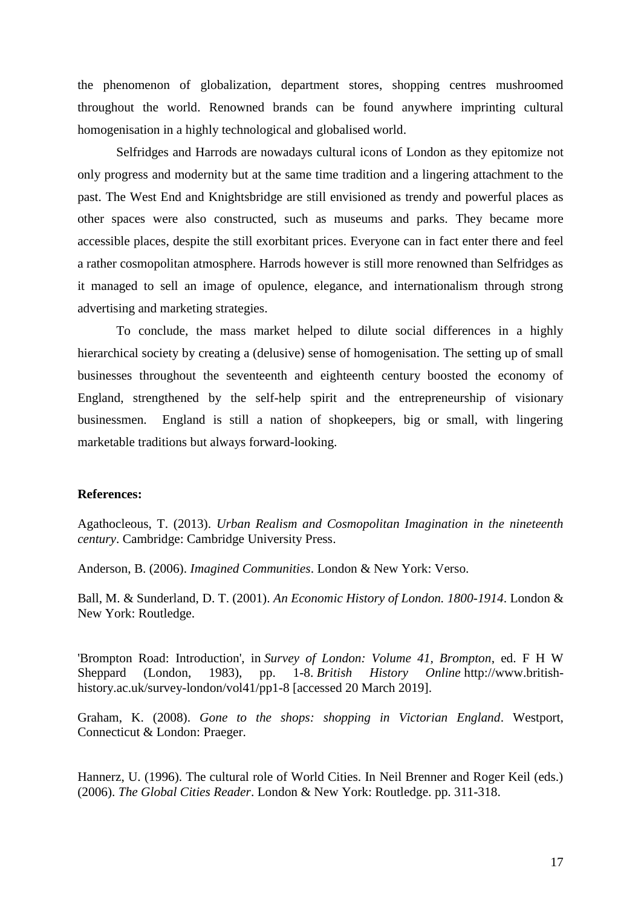the phenomenon of globalization, department stores, shopping centres mushroomed throughout the world. Renowned brands can be found anywhere imprinting cultural homogenisation in a highly technological and globalised world.

Selfridges and Harrods are nowadays cultural icons of London as they epitomize not only progress and modernity but at the same time tradition and a lingering attachment to the past. The West End and Knightsbridge are still envisioned as trendy and powerful places as other spaces were also constructed, such as museums and parks. They became more accessible places, despite the still exorbitant prices. Everyone can in fact enter there and feel a rather cosmopolitan atmosphere. Harrods however is still more renowned than Selfridges as it managed to sell an image of opulence, elegance, and internationalism through strong advertising and marketing strategies.

To conclude, the mass market helped to dilute social differences in a highly hierarchical society by creating a (delusive) sense of homogenisation. The setting up of small businesses throughout the seventeenth and eighteenth century boosted the economy of England, strengthened by the self-help spirit and the entrepreneurship of visionary businessmen. England is still a nation of shopkeepers, big or small, with lingering marketable traditions but always forward-looking.

**References:**

Agathocleous, T. (2013). *Urban Realism and Cosmopolitan Imagination in the nineteenth century*. Cambridge: Cambridge University Press.

Anderson, B. (2006). *Imagined Communities*. London & New York: Verso.

Ball, M. & Sunderland, D. T. (2001). *An Economic History of London. 1800-1914*. London & New York: Routledge.

'Brompton Road: Introduction', in *Survey of London: Volume 41, Brompton*, ed. F H W Sheppard (London, 1983), pp. 1-8. *British History Online* http://www.british-history.ac.uk/survey-london/vol41/pp1-8 [accessed 20 March 2019].

Graham, K. (2008). *Gone to the shops: shopping in Victorian England*. Westport, Connecticut & London: Praeger.

Hannerz, U. (1996). The cultural role of World Cities. In Neil Brenner and Roger Keil (eds.) (2006). *The Global Cities Reader*. London & New York: Routledge. pp. 311-318.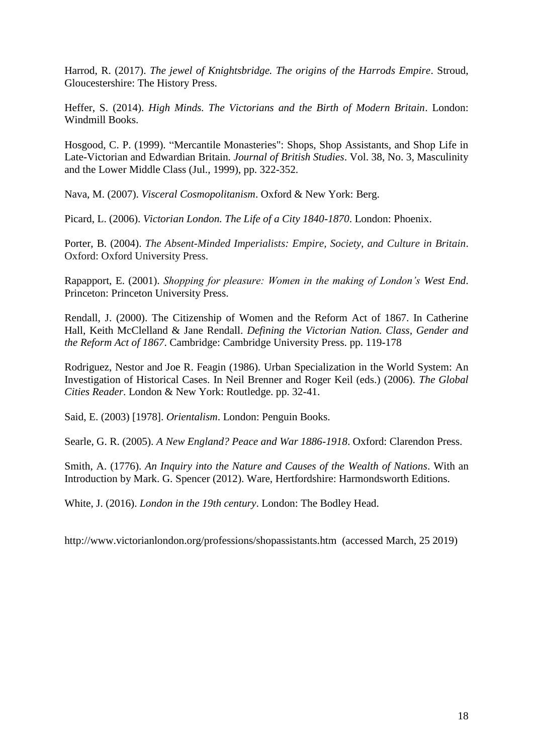Harrod, R. (2017). *The jewel of Knightsbridge. The origins of the Harrods Empire*. Stroud, Gloucestershire: The History Press.

Heffer, S. (2014). *High Minds. The Victorians and the Birth of Modern Britain*. London: Windmill Books.

Hosgood, C. P. (1999). "Mercantile Monasteries": Shops, Shop Assistants, and Shop Life in Late-Victorian and Edwardian Britain. *Journal of British Studies*. Vol. 38, No. 3, Masculinity and the Lower Middle Class (Jul., 1999), pp. 322-352.

Nava, M. (2007). *Visceral Cosmopolitanism*. Oxford & New York: Berg.

Picard, L. (2006). *Victorian London. The Life of a City 1840-1870*. London: Phoenix.

Porter, B. (2004). *The Absent-Minded Imperialists: Empire, Society, and Culture in Britain*. Oxford: Oxford University Press.

Rapapport, E. (2001). *Shopping for pleasure: Women in the making of London's West End*. Princeton: Princeton University Press.

Rendall, J. (2000). The Citizenship of Women and the Reform Act of 1867. In Catherine Hall, Keith McClelland & Jane Rendall. *Defining the Victorian Nation. Class, Gender and the Reform Act of 1867*. Cambridge: Cambridge University Press. pp. 119-178

Rodriguez, Nestor and Joe R. Feagin (1986). Urban Specialization in the World System: An Investigation of Historical Cases. In Neil Brenner and Roger Keil (eds.) (2006). *The Global Cities Reader*. London & New York: Routledge. pp. 32-41.

Said, E. (2003) [1978]. *Orientalism*. London: Penguin Books.

Searle, G. R. (2005). *A New England? Peace and War 1886-1918*. Oxford: Clarendon Press.

Smith, A. (1776). *An Inquiry into the Nature and Causes of the Wealth of Nations*. With an Introduction by Mark. G. Spencer (2012). Ware, Hertfordshire: Harmondsworth Editions.

White, J. (2016). *London in the 19th century*. London: The Bodley Head.

http://www.victorianlondon.org/professions/shopassistants.htm (accessed March, 25 2019)